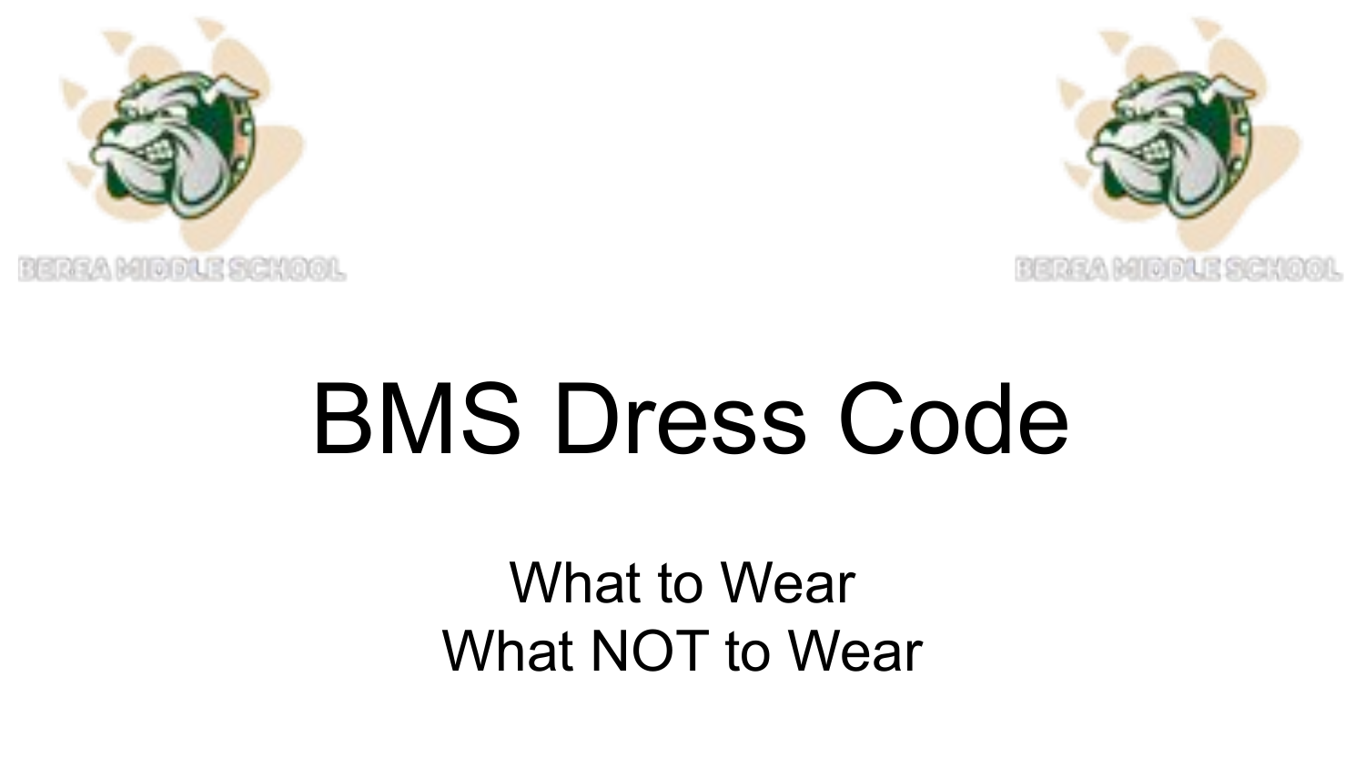# BMS Dress Code

What to Wear
What NOT to Wear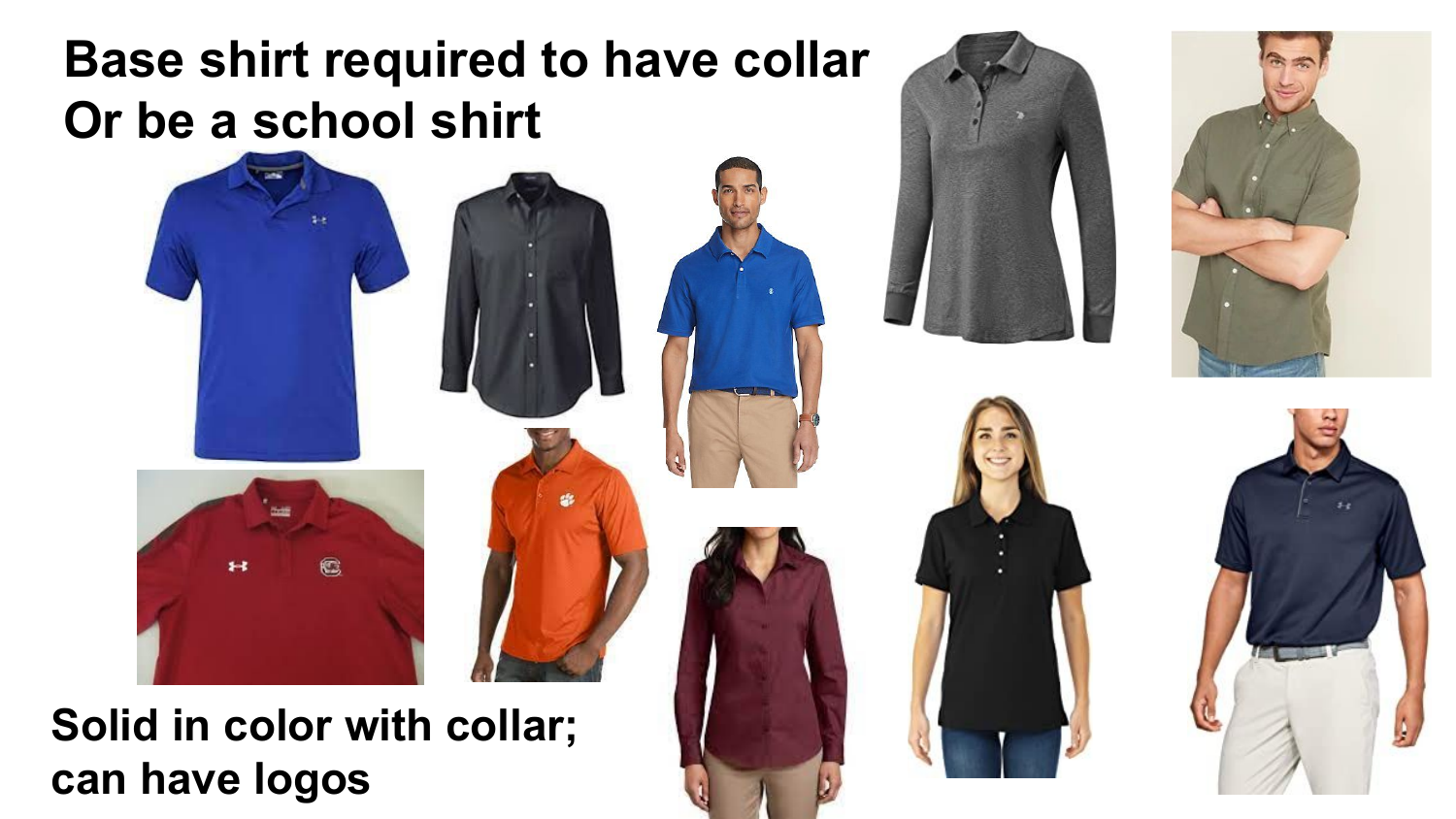**Base shirt required to have collar**
**Or be a school shirt**

**Solid in color with collar;**
**can have logos**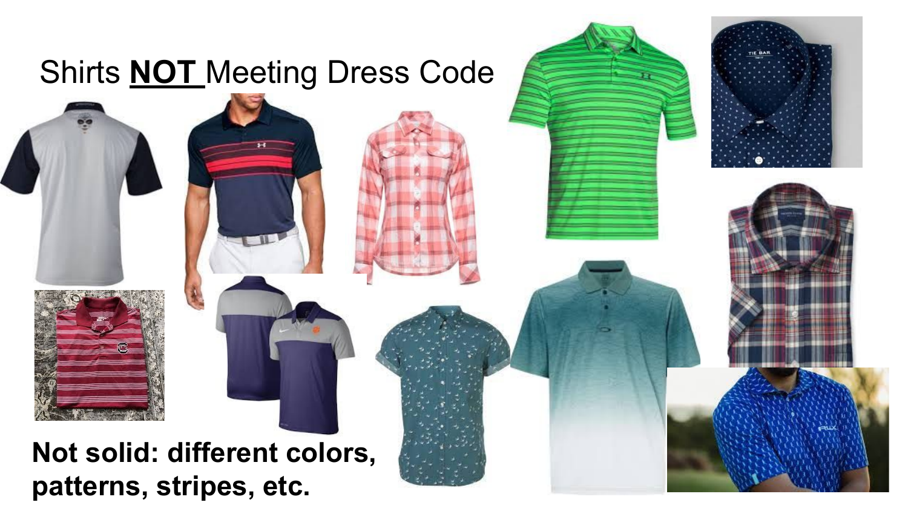# Shirts **NOT** Meeting Dress Code

**Not solid: different colors, patterns, stripes, etc.**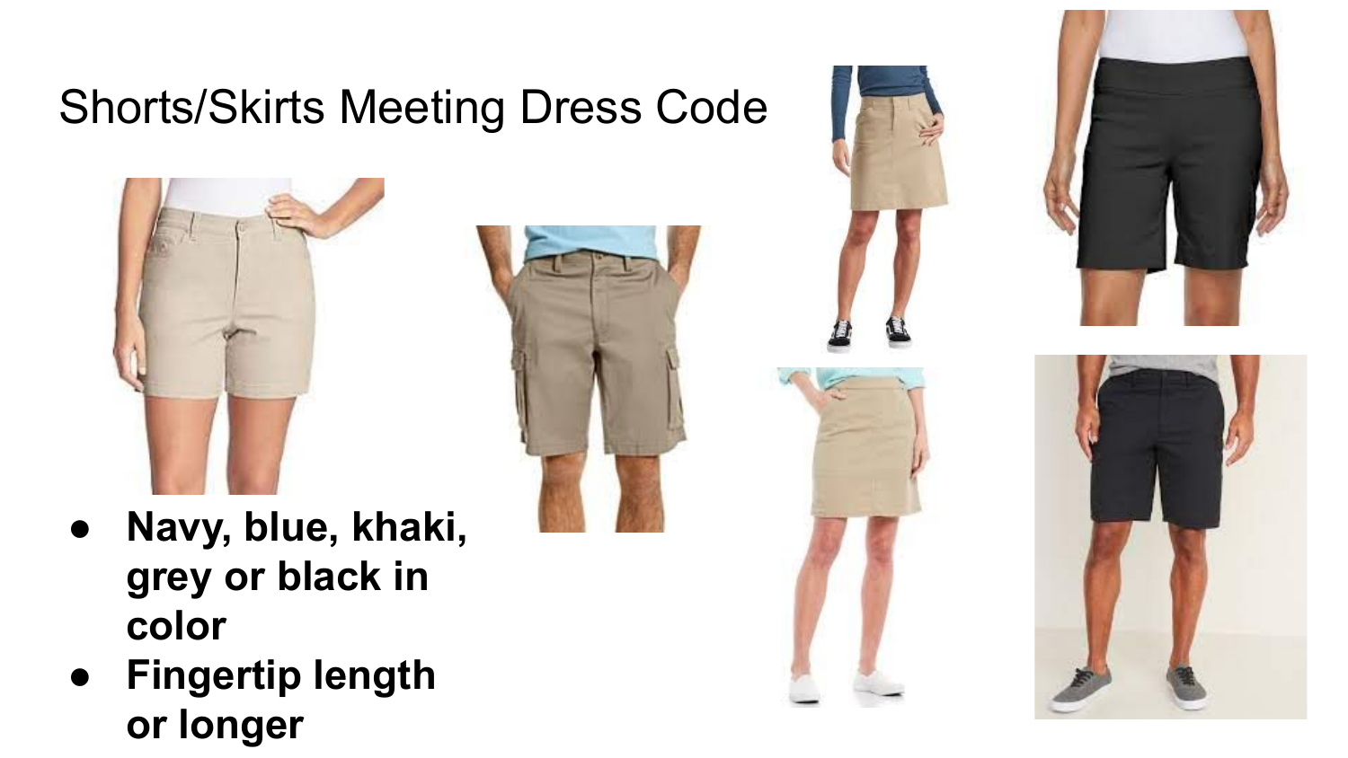# Shorts/Skirts Meeting Dress Code

- **Navy, blue, khaki, grey or black in color**
- **Fingertip length or longer**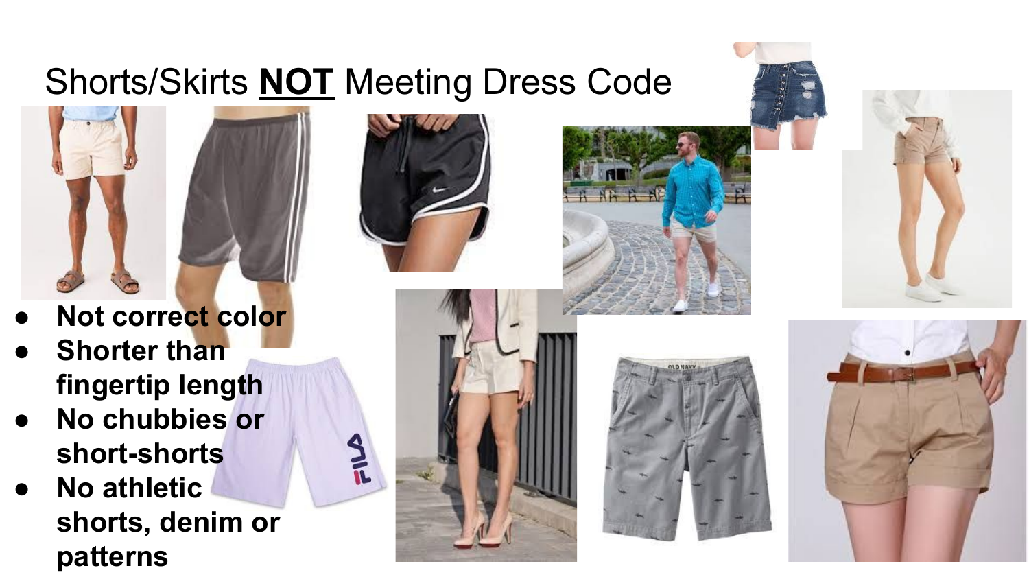# Shorts/Skirts **NOT** Meeting Dress Code

- **Not correct color**
- **Shorter than fingertip length**
- **No chubbies or short-shorts**
- **No athletic shorts, denim or patterns**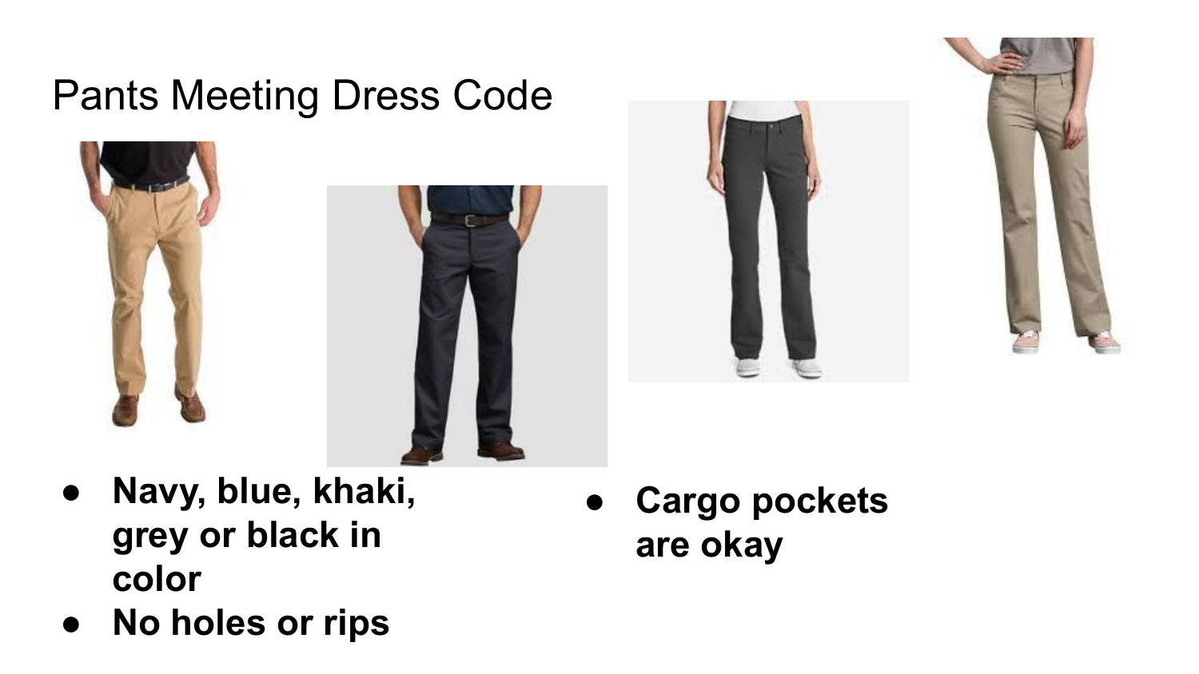# Pants Meeting Dress Code

- **Navy, blue, khaki, grey or black in color**
- **No holes or rips**

- **Cargo pockets are okay**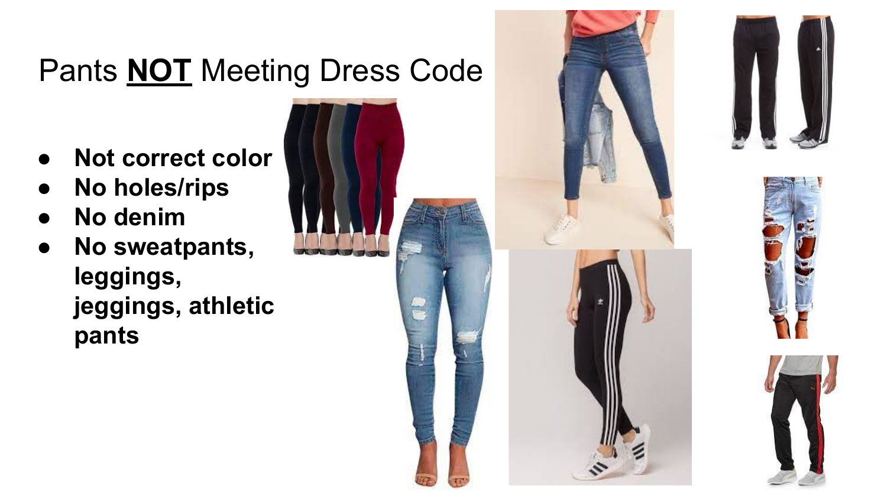# Pants **NOT** Meeting Dress Code

- **Not correct color**
- **No holes/rips**
- **No denim**
- **No sweatpants, leggings, jeggings, athletic pants**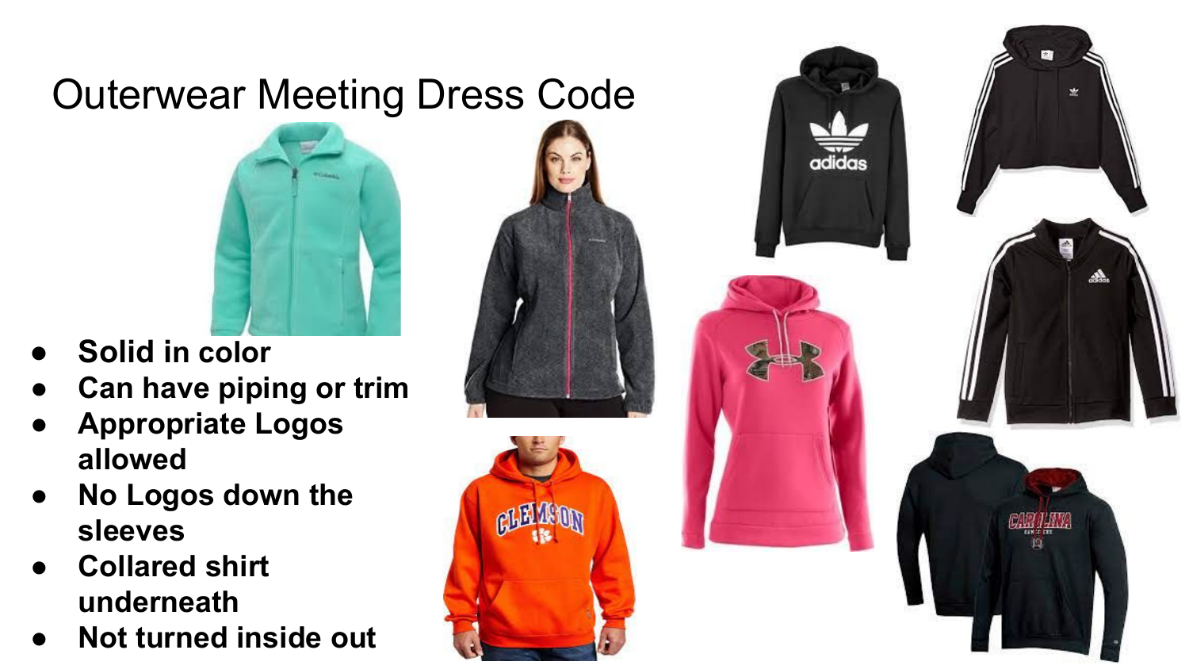# Outerwear Meeting Dress Code

- **Solid in color**
- **Can have piping or trim**
- **Appropriate Logos allowed**
- **No Logos down the sleeves**
- **Collared shirt underneath**
- **Not turned inside out**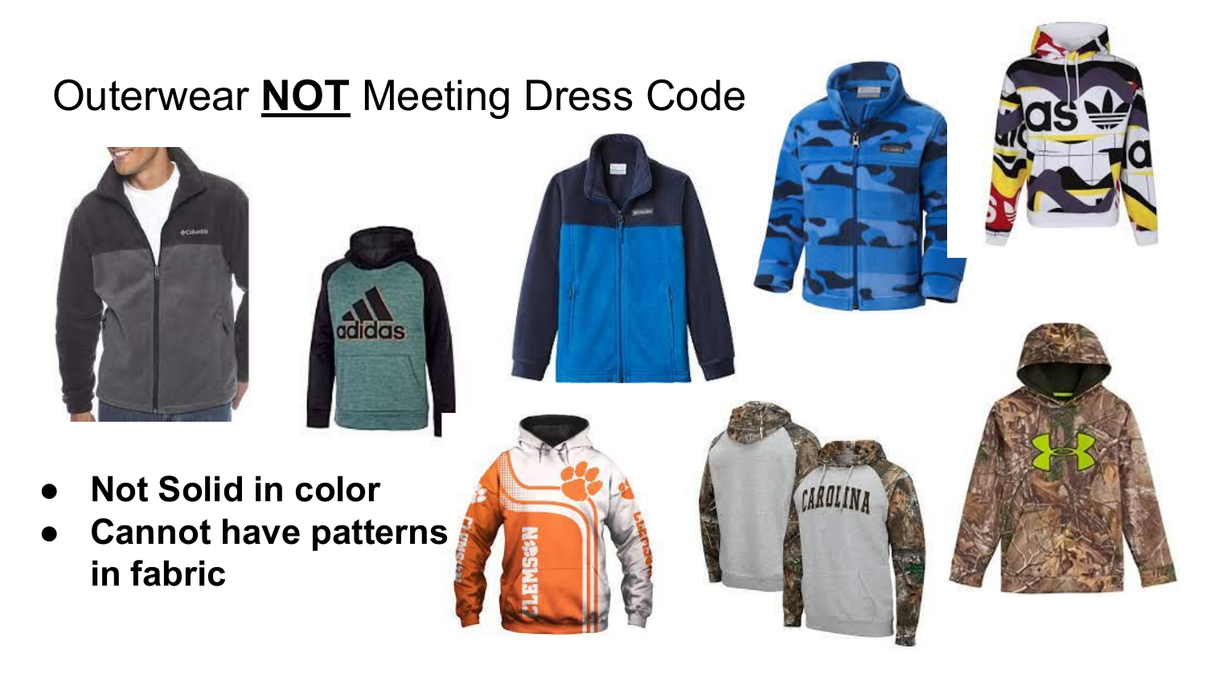# Outerwear **NOT** Meeting Dress Code

- **Not Solid in color**
- **Cannot have patterns in fabric**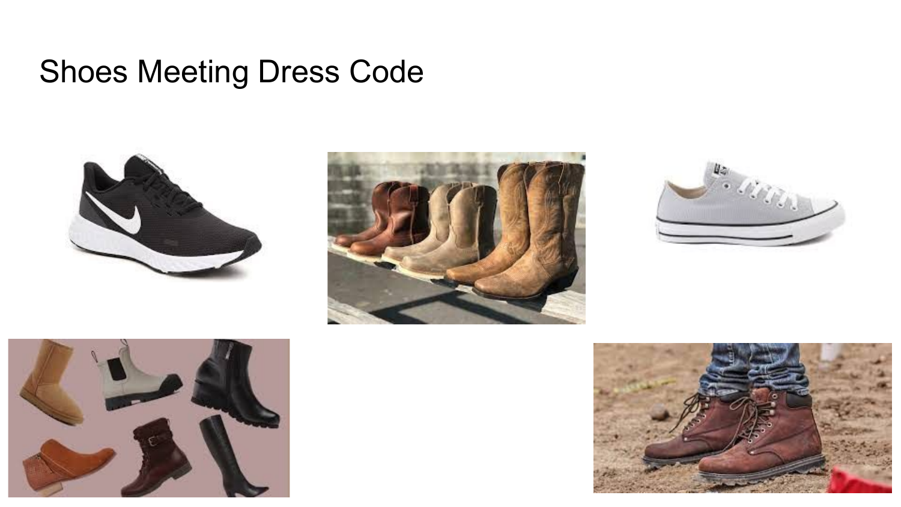# Shoes Meeting Dress Code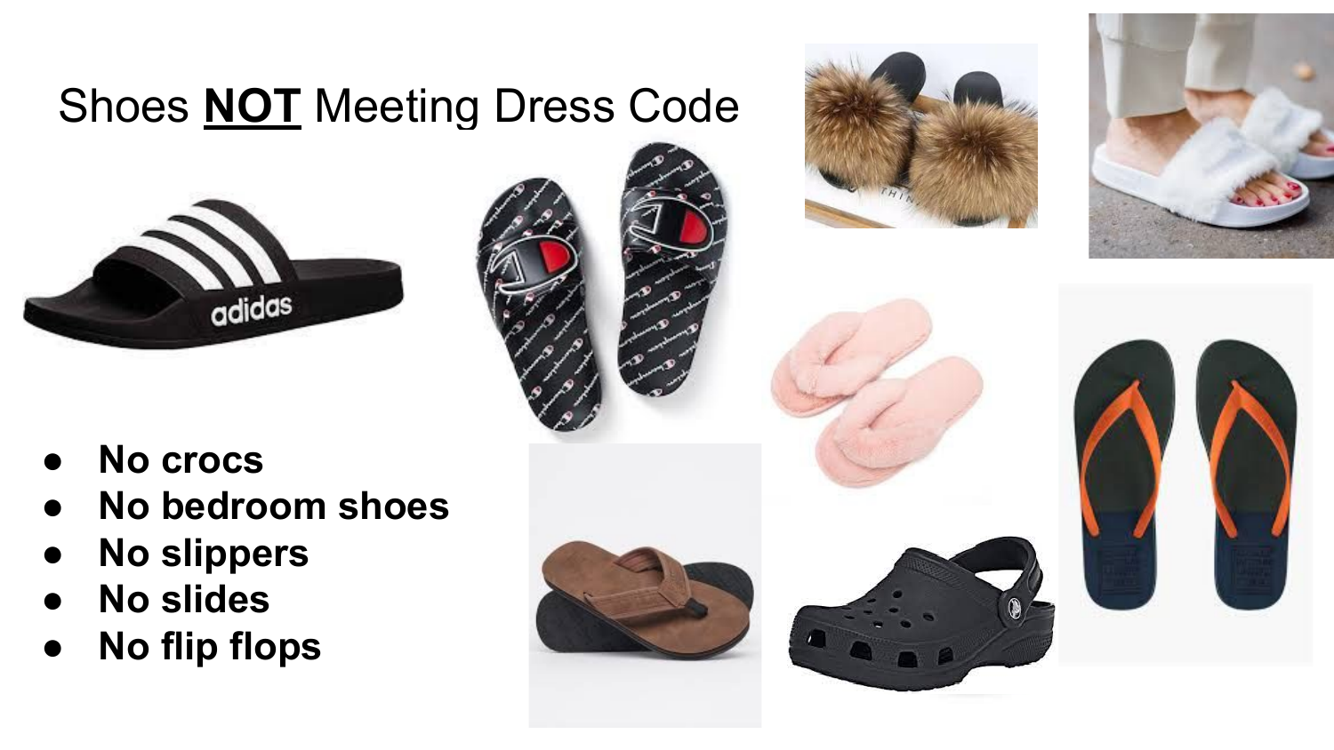# Shoes **<u>NOT</u>** Meeting Dress Code

- **No crocs**
- **No bedroom shoes**
- **No slippers**
- **No slides**
- **No flip flops**